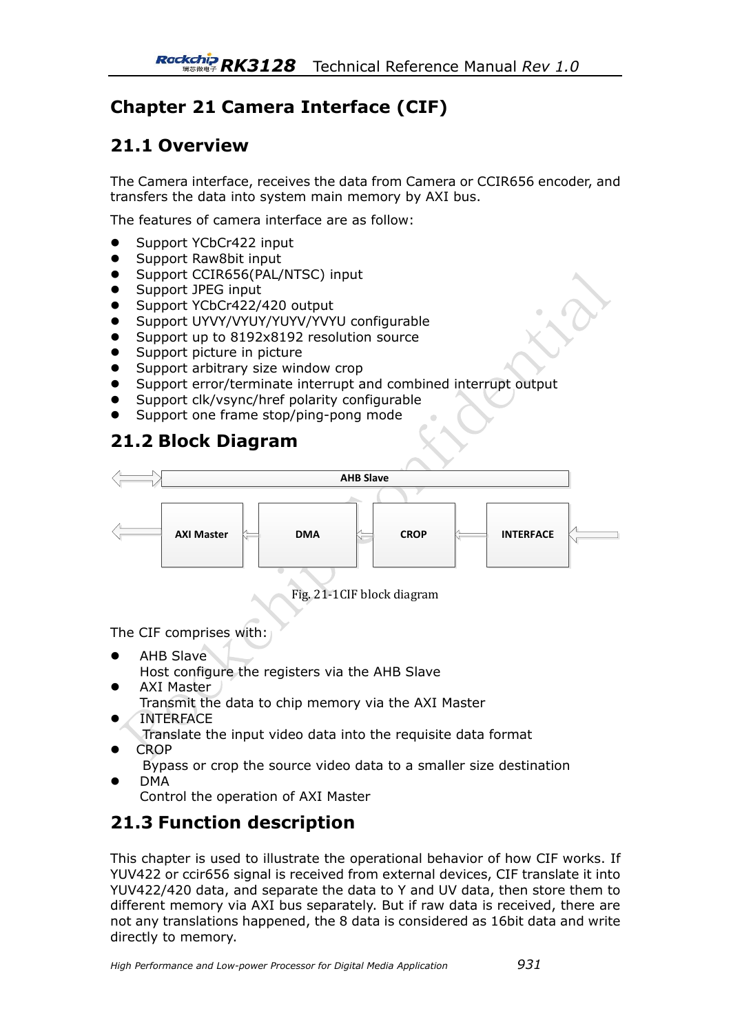# Chapter 21 Camera Interface (CIF)

## 21.1 Overview

The Camera interface, receives the data from Camera or CCIR656 encoder, and transfers the data into system main memory by AXI bus.

The features of camera interface are as follow:

- Support YCbCr422 input
- Support Raw8bit input
- Support CCIR656(PAL/NTSC) input
- Support JPEG input
- Support YCbCr422/420 output
- Support UYVY/VYUY/YUYV/YVYU configurable
- Support up to 8192x8192 resolution source
- Support picture in picture
- Support arbitrary size window crop
- Support error/terminate interrupt and combined interrupt output
- Support clk/vsync/href polarity configurable
- Support one frame stop/ping-pong mode

## 21.2 Block Diagram

AHB Slave

AXI Master ← DMA ← CROP ← INTERFACE

Fig. 21-1CIF block diagram

The CIF comprises with:

- AHB Slave
  Host configure the registers via the AHB Slave
- AXI Master
  Transmit the data to chip memory via the AXI Master
- INTERFACE
  Translate the input video data into the requisite data format
- CROP
  Bypass or crop the source video data to a smaller size destination
- DMA
  Control the operation of AXI Master

## 21.3 Function description

This chapter is used to illustrate the operational behavior of how CIF works. If YUV422 or ccir656 signal is received from external devices, CIF translate it into YUV422/420 data, and separate the data to Y and UV data, then store them to different memory via AXI bus separately. But if raw data is received, there are not any translations happened, the 8 data is considered as 16bit data and write directly to memory.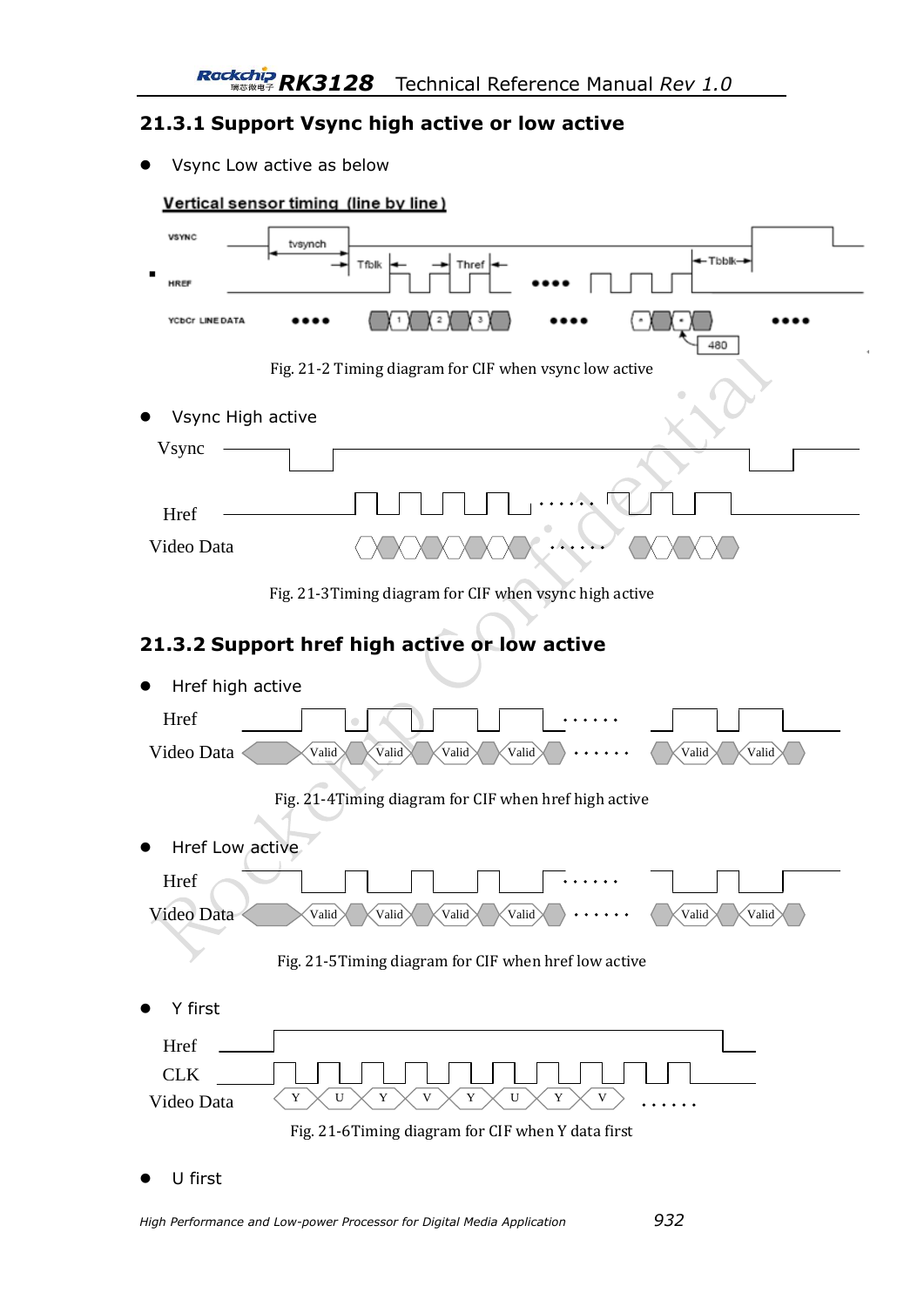### 21.3.1 Support Vsync high active or low active

- Vsync Low active as below

Fig. 21-2 Timing diagram for CIF when vsync low active

- Vsync High active

Fig. 21-3Timing diagram for CIF when vsync high active

### 21.3.2 Support href high active or low active

- Href high active

Fig. 21-4Timing diagram for CIF when href high active

- Href Low active

Fig. 21-5Timing diagram for CIF when href low active

- Y first

Fig. 21-6Timing diagram for CIF when Y data first

- U first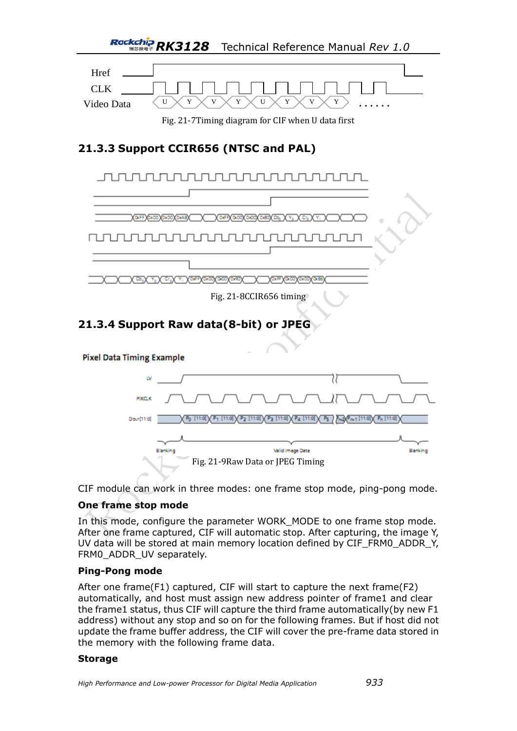Fig. 21-7Timing diagram for CIF when U data first

### 21.3.3 Support CCIR656 (NTSC and PAL)

Fig. 21-8CCIR656 timing

### 21.3.4 Support Raw data(8-bit) or JPEG

Fig. 21-9Raw Data or JPEG Timing

CIF module can work in three modes: one frame stop mode, ping-pong mode.

**One frame stop mode**

In this mode, configure the parameter WORK_MODE to one frame stop mode. After one frame captured, CIF will automatic stop. After capturing, the image Y, UV data will be stored at main memory location defined by CIF_FRM0_ADDR_Y, FRM0_ADDR_UV separately.

**Ping-Pong mode**

After one frame(F1) captured, CIF will start to capture the next frame(F2) automatically, and host must assign new address pointer of frame1 and clear the frame1 status, thus CIF will capture the third frame automatically(by new F1 address) without any stop and so on for the following frames. But if host did not update the frame buffer address, the CIF will cover the pre-frame data stored in the memory with the following frame data.

**Storage**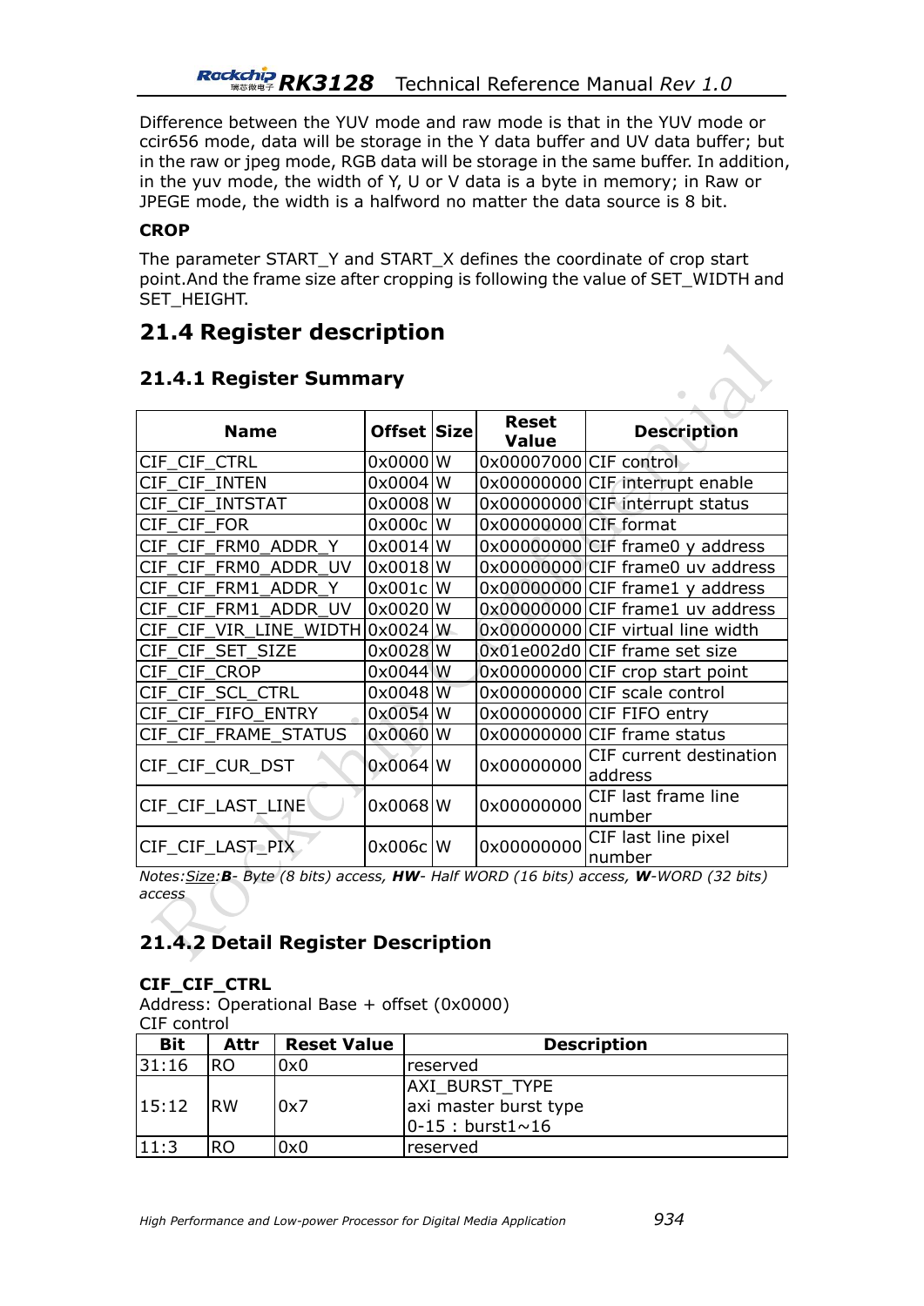Difference between the YUV mode and raw mode is that in the YUV mode or ccir656 mode, data will be storage in the Y data buffer and UV data buffer; but in the raw or jpeg mode, RGB data will be storage in the same buffer. In addition, in the yuv mode, the width of Y, U or V data is a byte in memory; in Raw or JPEGE mode, the width is a halfword no matter the data source is 8 bit.

**CROP**

The parameter START_Y and START_X defines the coordinate of crop start point.And the frame size after cropping is following the value of SET_WIDTH and SET_HEIGHT.

## 21.4 Register description

### 21.4.1 Register Summary

| Name | Offset | Size | Reset Value | Description |
|---|---|---|---|---|
| CIF_CIF_CTRL | 0x0000 | W | 0x00007000 | CIF control |
| CIF_CIF_INTEN | 0x0004 | W | 0x00000000 | CIF interrupt enable |
| CIF_CIF_INTSTAT | 0x0008 | W | 0x00000000 | CIF interrupt status |
| CIF_CIF_FOR | 0x000c | W | 0x00000000 | CIF format |
| CIF_CIF_FRM0_ADDR_Y | 0x0014 | W | 0x00000000 | CIF frame0 y address |
| CIF_CIF_FRM0_ADDR_UV | 0x0018 | W | 0x00000000 | CIF frame0 uv address |
| CIF_CIF_FRM1_ADDR_Y | 0x001c | W | 0x00000000 | CIF frame1 y address |
| CIF_CIF_FRM1_ADDR_UV | 0x0020 | W | 0x00000000 | CIF frame1 uv address |
| CIF_CIF_VIR_LINE_WIDTH | 0x0024 | W | 0x00000000 | CIF virtual line width |
| CIF_CIF_SET_SIZE | 0x0028 | W | 0x01e002d0 | CIF frame set size |
| CIF_CIF_CROP | 0x0044 | W | 0x00000000 | CIF crop start point |
| CIF_CIF_SCL_CTRL | 0x0048 | W | 0x00000000 | CIF scale control |
| CIF_CIF_FIFO_ENTRY | 0x0054 | W | 0x00000000 | CIF FIFO entry |
| CIF_CIF_FRAME_STATUS | 0x0060 | W | 0x00000000 | CIF frame status |
| CIF_CIF_CUR_DST | 0x0064 | W | 0x00000000 | CIF current destination address |
| CIF_CIF_LAST_LINE | 0x0068 | W | 0x00000000 | CIF last frame line number |
| CIF_CIF_LAST_PIX | 0x006c | W | 0x00000000 | CIF last line pixel number |

*Notes:Size:**B**- Byte (8 bits) access, **HW**- Half WORD (16 bits) access, **W**-WORD (32 bits) access*

### 21.4.2 Detail Register Description

**CIF_CIF_CTRL**

Address: Operational Base + offset (0x0000)
CIF control

| Bit | Attr | Reset Value | Description |
|---|---|---|---|
| 31:16 | RO | 0x0 | reserved |
| 15:12 | RW | 0x7 | AXI_BURST_TYPE<br>axi master burst type<br>0-15 : burst1~16 |
| 11:3 | RO | 0x0 | reserved |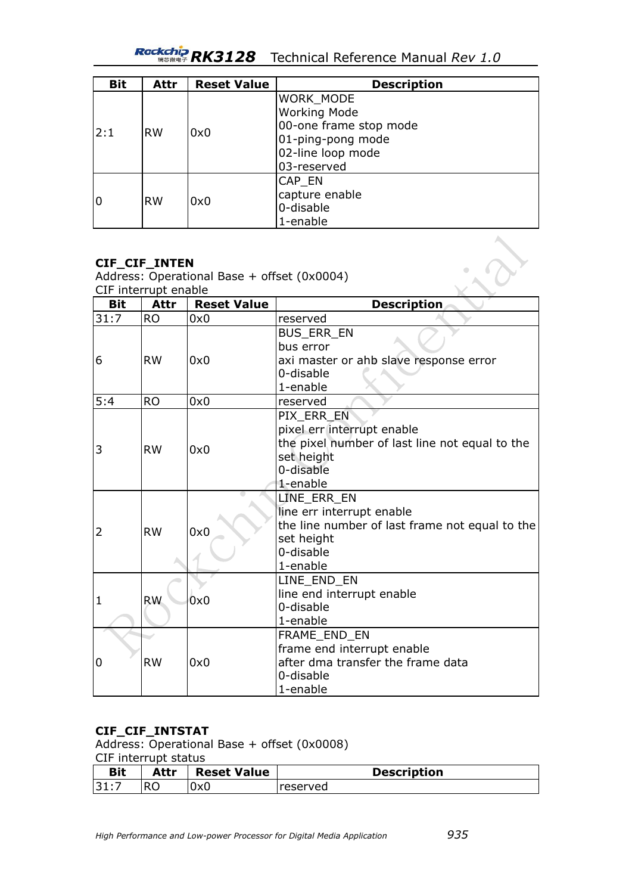| Bit | Attr | Reset Value | Description |
| --- | --- | --- | --- |
| 2:1 | RW | 0x0 | WORK_MODE<br>Working Mode<br>00-one frame stop mode<br>01-ping-pong mode<br>02-line loop mode<br>03-reserved |
| 0 | RW | 0x0 | CAP_EN<br>capture enable<br>0-disable<br>1-enable |

**CIF_CIF_INTEN**

Address: Operational Base + offset (0x0004)

CIF interrupt enable

| Bit | Attr | Reset Value | Description |
| --- | --- | --- | --- |
| 31:7 | RO | 0x0 | reserved |
| 6 | RW | 0x0 | BUS_ERR_EN<br>bus error<br>axi master or ahb slave response error<br>0-disable<br>1-enable |
| 5:4 | RO | 0x0 | reserved |
| 3 | RW | 0x0 | PIX_ERR_EN<br>pixel err interrupt enable<br>the pixel number of last line not equal to the set height<br>0-disable<br>1-enable |
| 2 | RW | 0x0 | LINE_ERR_EN<br>line err interrupt enable<br>the line number of last frame not equal to the set height<br>0-disable<br>1-enable |
| 1 | RW | 0x0 | LINE_END_EN<br>line end interrupt enable<br>0-disable<br>1-enable |
| 0 | RW | 0x0 | FRAME_END_EN<br>frame end interrupt enable<br>after dma transfer the frame data<br>0-disable<br>1-enable |

**CIF_CIF_INTSTAT**

Address: Operational Base + offset (0x0008)

CIF interrupt status

| Bit | Attr | Reset Value | Description |
| --- | --- | --- | --- |
| 31:7 | RO | 0x0 | reserved |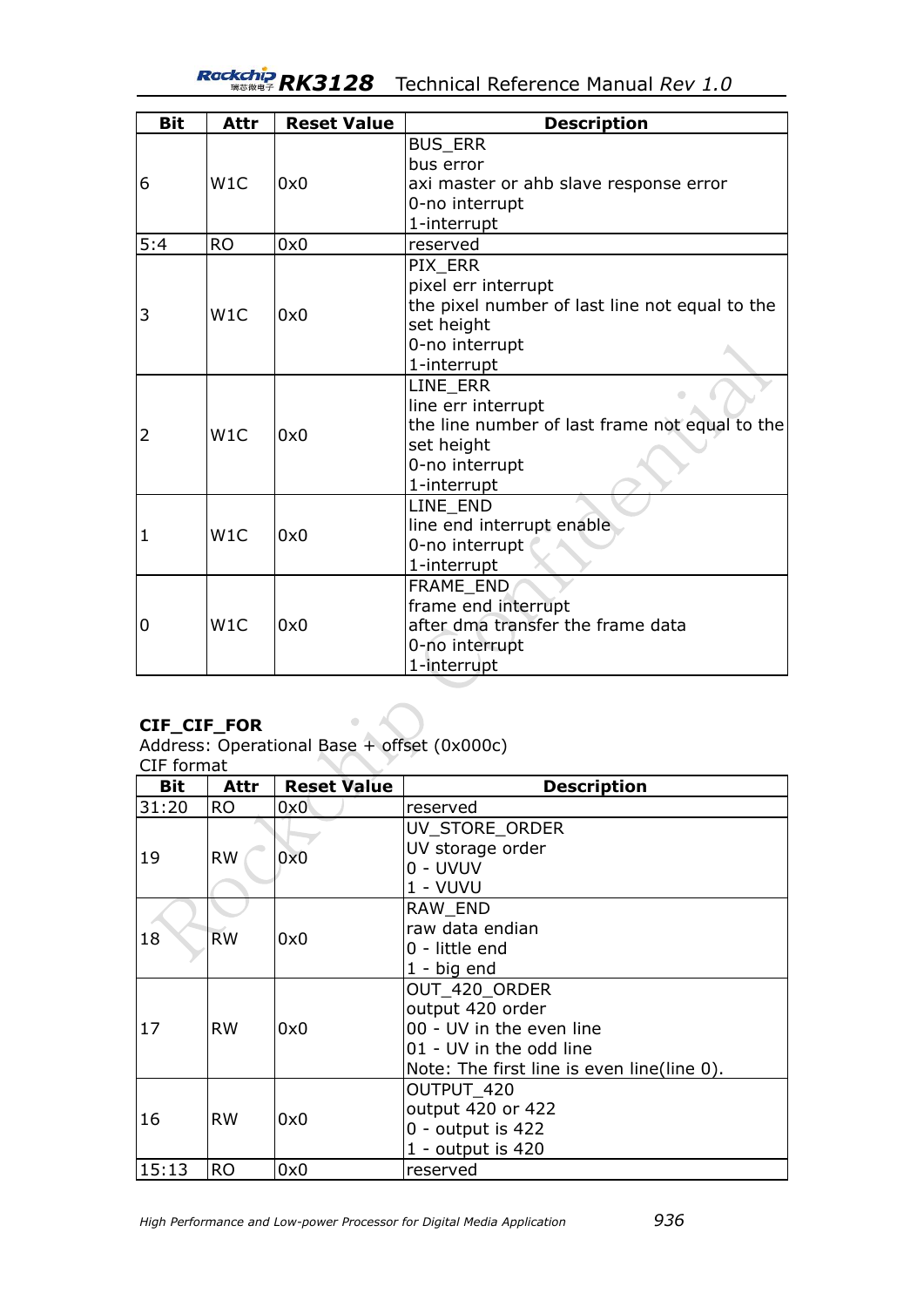| Bit | Attr | Reset Value | Description |
|---|---|---|---|
| 6 | W1C | 0x0 | BUS_ERR<br>bus error<br>axi master or ahb slave response error<br>0-no interrupt<br>1-interrupt |
| 5:4 | RO | 0x0 | reserved |
| 3 | W1C | 0x0 | PIX_ERR<br>pixel err interrupt<br>the pixel number of last line not equal to the set height<br>0-no interrupt<br>1-interrupt |
| 2 | W1C | 0x0 | LINE_ERR<br>line err interrupt<br>the line number of last frame not equal to the set height<br>0-no interrupt<br>1-interrupt |
| 1 | W1C | 0x0 | LINE_END<br>line end interrupt enable<br>0-no interrupt<br>1-interrupt |
| 0 | W1C | 0x0 | FRAME_END<br>frame end interrupt<br>after dma transfer the frame data<br>0-no interrupt<br>1-interrupt |

**CIF_CIF_FOR**

Address: Operational Base + offset (0x000c)

CIF format

| Bit | Attr | Reset Value | Description |
|---|---|---|---|
| 31:20 | RO | 0x0 | reserved |
| 19 | RW | 0x0 | UV_STORE_ORDER<br>UV storage order<br>0 - UVUV<br>1 - VUVU |
| 18 | RW | 0x0 | RAW_END<br>raw data endian<br>0 - little end<br>1 - big end |
| 17 | RW | 0x0 | OUT_420_ORDER<br>output 420 order<br>00 - UV in the even line<br>01 - UV in the odd line<br>Note: The first line is even line(line 0). |
| 16 | RW | 0x0 | OUTPUT_420<br>output 420 or 422<br>0 - output is 422<br>1 - output is 420 |
| 15:13 | RO | 0x0 | reserved |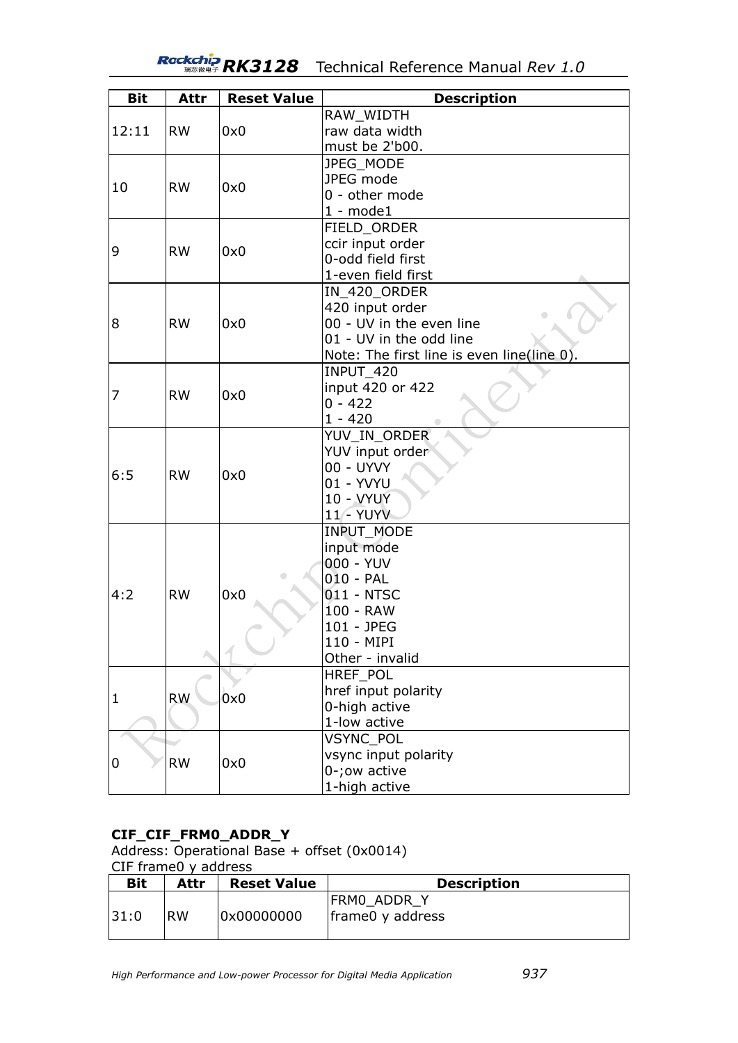| Bit | Attr | Reset Value | Description |
| --- | --- | --- | --- |
| 12:11 | RW | 0x0 | RAW_WIDTH<br>raw data width<br>must be 2'b00. |
| 10 | RW | 0x0 | JPEG_MODE<br>JPEG mode<br>0 - other mode<br>1 - mode1 |
| 9 | RW | 0x0 | FIELD_ORDER<br>ccir input order<br>0-odd field first<br>1-even field first |
| 8 | RW | 0x0 | IN_420_ORDER<br>420 input order<br>00 - UV in the even line<br>01 - UV in the odd line<br>Note: The first line is even line(line 0). |
| 7 | RW | 0x0 | INPUT_420<br>input 420 or 422<br>0 - 422<br>1 - 420 |
| 6:5 | RW | 0x0 | YUV_IN_ORDER<br>YUV input order<br>00 - UYVY<br>01 - YVYU<br>10 - VYUY<br>11 - YUYV |
| 4:2 | RW | 0x0 | INPUT_MODE<br>input mode<br>000 - YUV<br>010 - PAL<br>011 - NTSC<br>100 - RAW<br>101 - JPEG<br>110 - MIPI<br>Other - invalid |
| 1 | RW | 0x0 | HREF_POL<br>href input polarity<br>0-high active<br>1-low active |
| 0 | RW | 0x0 | VSYNC_POL<br>vsync input polarity<br>0-;ow active<br>1-high active |

**CIF_CIF_FRM0_ADDR_Y**

Address: Operational Base + offset (0x0014)

CIF frame0 y address

| Bit | Attr | Reset Value | Description |
| --- | --- | --- | --- |
| 31:0 | RW | 0x00000000 | FRM0_ADDR_Y<br>frame0 y address |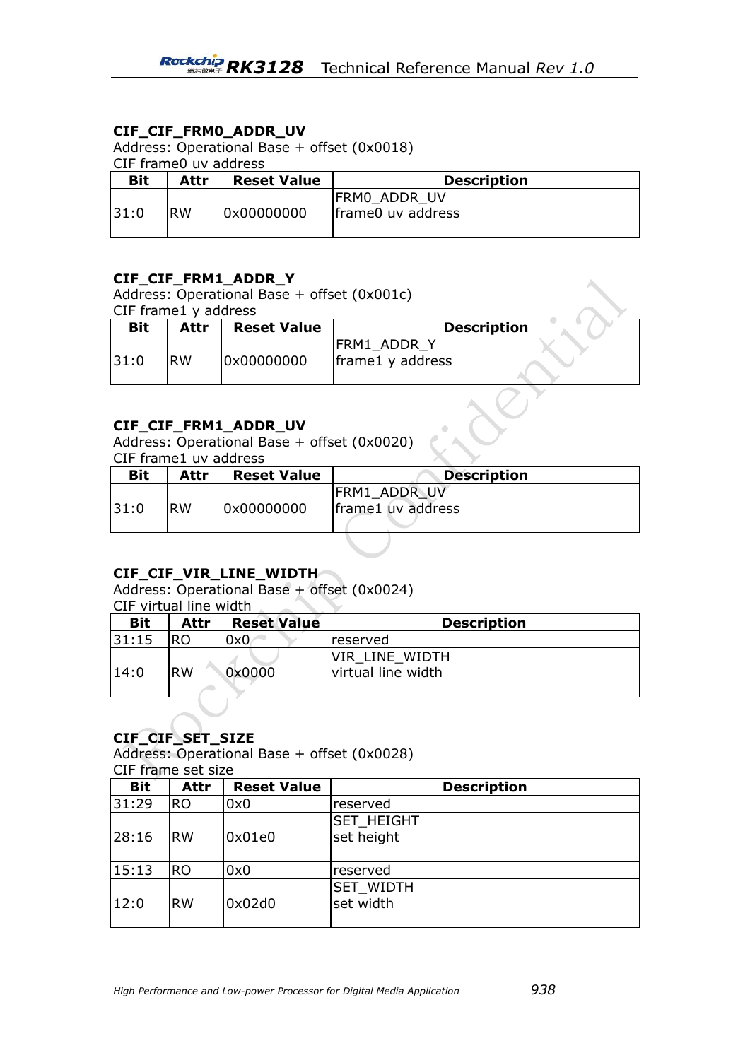### CIF_CIF_FRM0_ADDR_UV

Address: Operational Base + offset (0x0018)
CIF frame0 uv address

| Bit | Attr | Reset Value | Description |
|---|---|---|---|
| 31:0 | RW | 0x00000000 | FRM0_ADDR_UV<br>frame0 uv address |

### CIF_CIF_FRM1_ADDR_Y

Address: Operational Base + offset (0x001c)
CIF frame1 y address

| Bit | Attr | Reset Value | Description |
|---|---|---|---|
| 31:0 | RW | 0x00000000 | FRM1_ADDR_Y<br>frame1 y address |

### CIF_CIF_FRM1_ADDR_UV

Address: Operational Base + offset (0x0020)
CIF frame1 uv address

| Bit | Attr | Reset Value | Description |
|---|---|---|---|
| 31:0 | RW | 0x00000000 | FRM1_ADDR_UV<br>frame1 uv address |

### CIF_CIF_VIR_LINE_WIDTH

Address: Operational Base + offset (0x0024)
CIF virtual line width

| Bit | Attr | Reset Value | Description |
|---|---|---|---|
| 31:15 | RO | 0x0 | reserved |
| 14:0 | RW | 0x0000 | VIR_LINE_WIDTH<br>virtual line width |

### CIF_CIF_SET_SIZE

Address: Operational Base + offset (0x0028)
CIF frame set size

| Bit | Attr | Reset Value | Description |
|---|---|---|---|
| 31:29 | RO | 0x0 | reserved |
| 28:16 | RW | 0x01e0 | SET_HEIGHT<br>set height |
| 15:13 | RO | 0x0 | reserved |
| 12:0 | RW | 0x02d0 | SET_WIDTH<br>set width |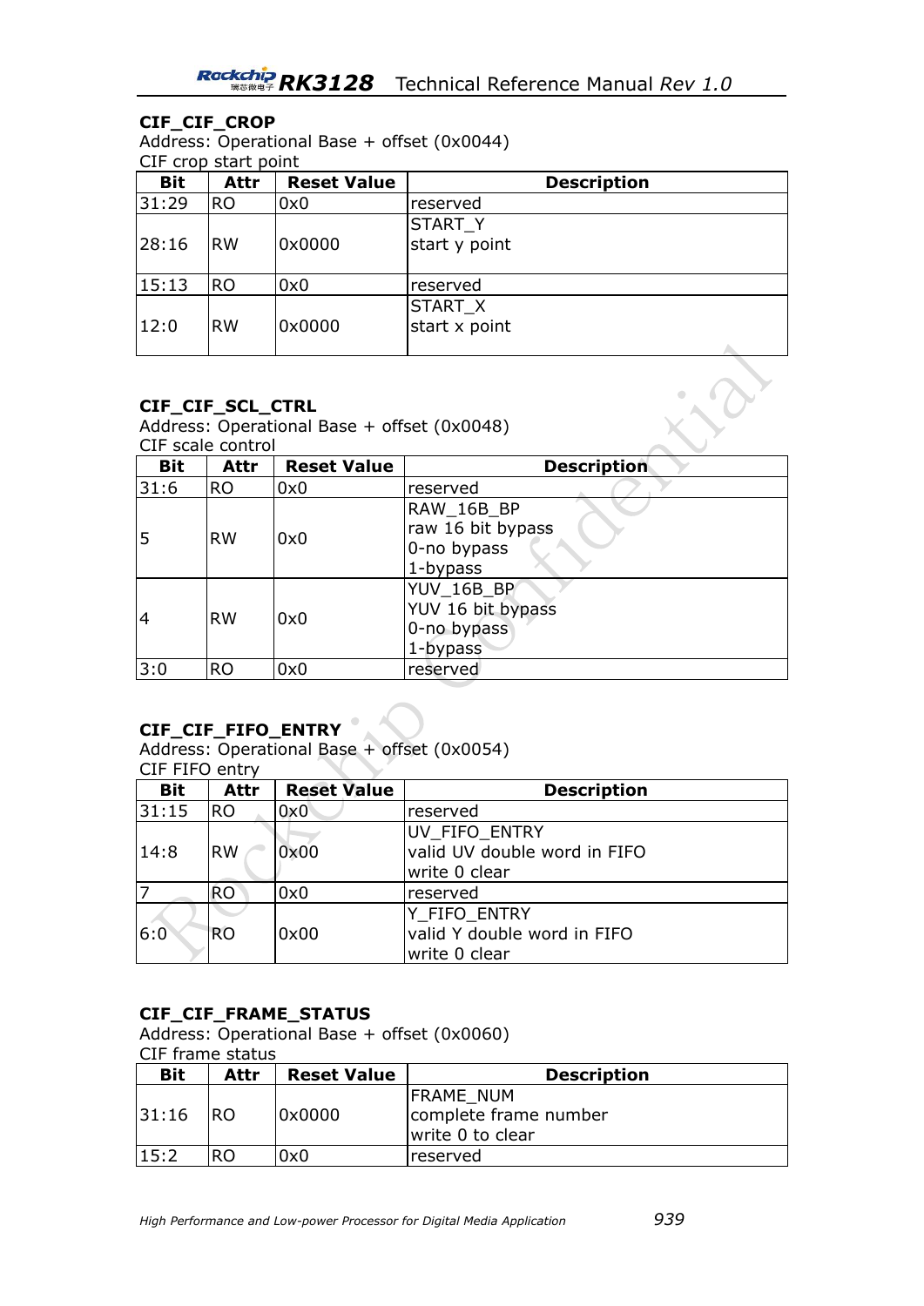### CIF_CIF_CROP

Address: Operational Base + offset (0x0044)

CIF crop start point

| Bit | Attr | Reset Value | Description |
|---|---|---|---|
| 31:29 | RO | 0x0 | reserved |
| 28:16 | RW | 0x0000 | START_Y<br>start y point |
| 15:13 | RO | 0x0 | reserved |
| 12:0 | RW | 0x0000 | START_X<br>start x point |

### CIF_CIF_SCL_CTRL

Address: Operational Base + offset (0x0048)

CIF scale control

| Bit | Attr | Reset Value | Description |
|---|---|---|---|
| 31:6 | RO | 0x0 | reserved |
| 5 | RW | 0x0 | RAW_16B_BP<br>raw 16 bit bypass<br>0-no bypass<br>1-bypass |
| 4 | RW | 0x0 | YUV_16B_BP<br>YUV 16 bit bypass<br>0-no bypass<br>1-bypass |
| 3:0 | RO | 0x0 | reserved |

### CIF_CIF_FIFO_ENTRY

Address: Operational Base + offset (0x0054)

CIF FIFO entry

| Bit | Attr | Reset Value | Description |
|---|---|---|---|
| 31:15 | RO | 0x0 | reserved |
| 14:8 | RW | 0x00 | UV_FIFO_ENTRY<br>valid UV double word in FIFO<br>write 0 clear |
| 7 | RO | 0x0 | reserved |
| 6:0 | RO | 0x00 | Y_FIFO_ENTRY<br>valid Y double word in FIFO<br>write 0 clear |

### CIF_CIF_FRAME_STATUS

Address: Operational Base + offset (0x0060)

CIF frame status

| Bit | Attr | Reset Value | Description |
|---|---|---|---|
| 31:16 | RO | 0x0000 | FRAME_NUM<br>complete frame number<br>write 0 to clear |
| 15:2 | RO | 0x0 | reserved |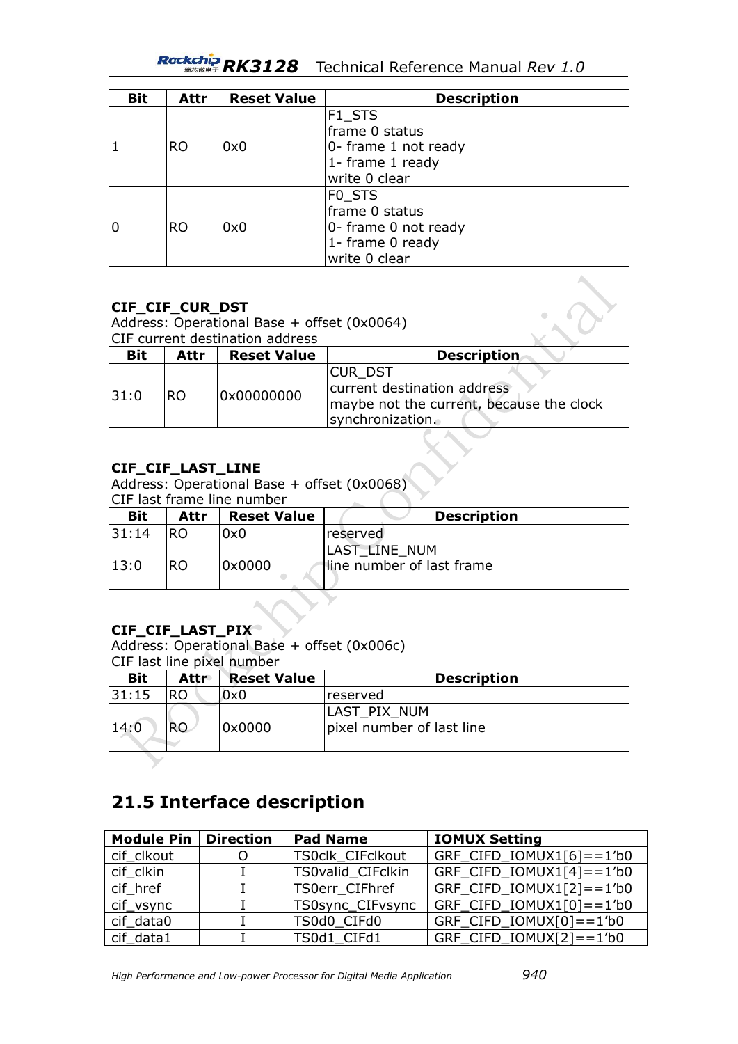| Bit | Attr | Reset Value | Description |
|---|---|---|---|
| 1 | RO | 0x0 | F1_STS<br>frame 0 status<br>0- frame 1 not ready<br>1- frame 1 ready<br>write 0 clear |
| 0 | RO | 0x0 | F0_STS<br>frame 0 status<br>0- frame 0 not ready<br>1- frame 0 ready<br>write 0 clear |

**CIF_CIF_CUR_DST**

Address: Operational Base + offset (0x0064)

CIF current destination address

| Bit | Attr | Reset Value | Description |
|---|---|---|---|
| 31:0 | RO | 0x00000000 | CUR_DST<br>current destination address<br>maybe not the current, because the clock synchronization. |

**CIF_CIF_LAST_LINE**

Address: Operational Base + offset (0x0068)

CIF last frame line number

| Bit | Attr | Reset Value | Description |
|---|---|---|---|
| 31:14 | RO | 0x0 | reserved |
| 13:0 | RO | 0x0000 | LAST_LINE_NUM<br>line number of last frame |

**CIF_CIF_LAST_PIX**

Address: Operational Base + offset (0x006c)

CIF last line pixel number

| Bit | Attr | Reset Value | Description |
|---|---|---|---|
| 31:15 | RO | 0x0 | reserved |
| 14:0 | RO | 0x0000 | LAST_PIX_NUM<br>pixel number of last line |

## 21.5 Interface description

| Module Pin | Direction | Pad Name | IOMUX Setting |
|---|---|---|---|
| cif_clkout | O | TS0clk_CIFclkout | GRF_CIFD_IOMUX1[6]==1'b0 |
| cif_clkin | I | TS0valid_CIFclkin | GRF_CIFD_IOMUX1[4]==1'b0 |
| cif_href | I | TS0err_CIFhref | GRF_CIFD_IOMUX1[2]==1'b0 |
| cif_vsync | I | TS0sync_CIFvsync | GRF_CIFD_IOMUX1[0]==1'b0 |
| cif_data0 | I | TS0d0_CIFd0 | GRF_CIFD_IOMUX[0]==1'b0 |
| cif_data1 | I | TS0d1_CIFd1 | GRF_CIFD_IOMUX[2]==1'b0 |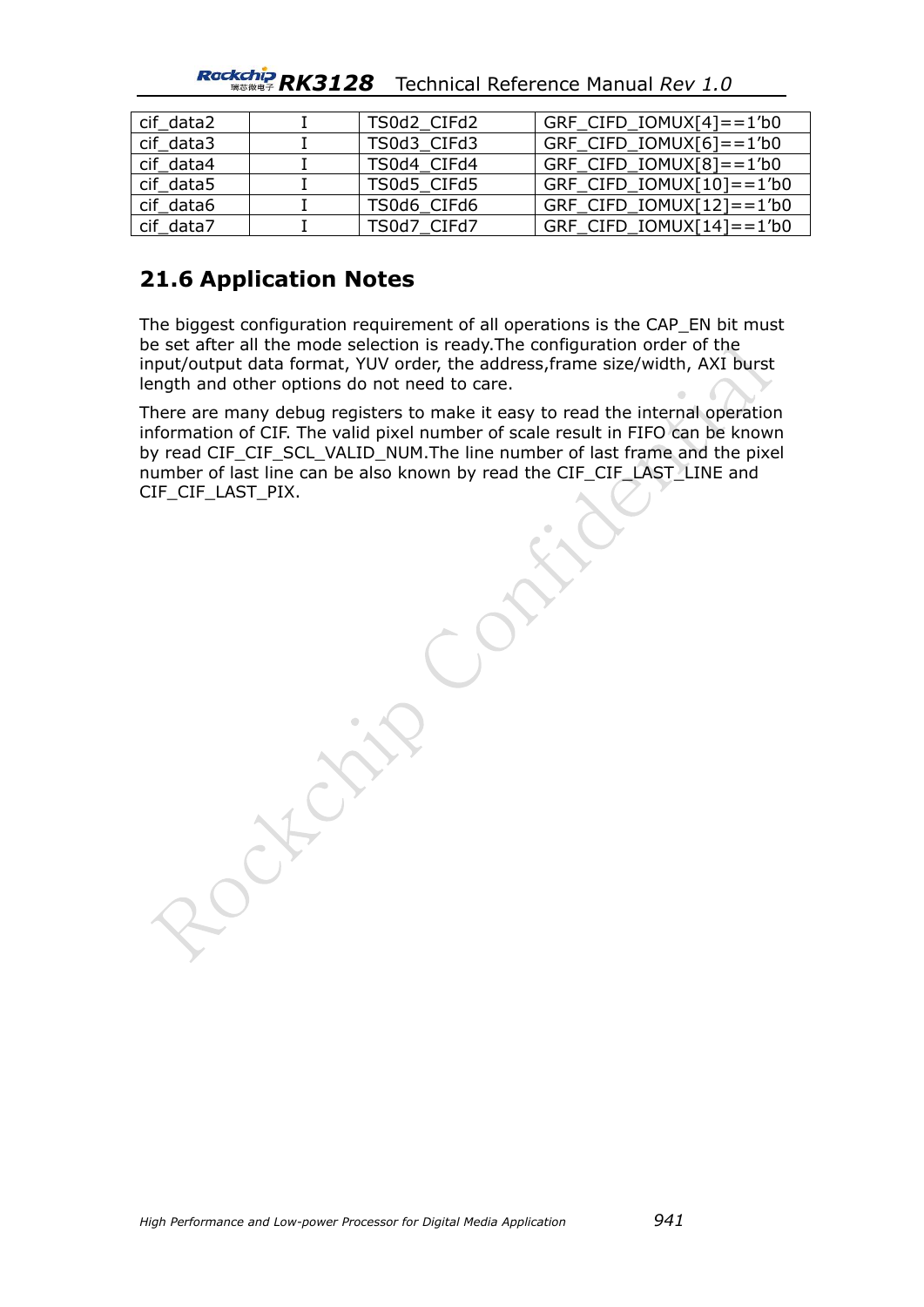| | | | |
|---|---|---|---|
| cif_data2 | I | TS0d2_CIFd2 | GRF_CIFD_IOMUX[4]==1'b0 |
| cif_data3 | I | TS0d3_CIFd3 | GRF_CIFD_IOMUX[6]==1'b0 |
| cif_data4 | I | TS0d4_CIFd4 | GRF_CIFD_IOMUX[8]==1'b0 |
| cif_data5 | I | TS0d5_CIFd5 | GRF_CIFD_IOMUX[10]==1'b0 |
| cif_data6 | I | TS0d6_CIFd6 | GRF_CIFD_IOMUX[12]==1'b0 |
| cif_data7 | I | TS0d7_CIFd7 | GRF_CIFD_IOMUX[14]==1'b0 |

## 21.6 Application Notes

The biggest configuration requirement of all operations is the CAP_EN bit must be set after all the mode selection is ready.The configuration order of the input/output data format, YUV order, the address,frame size/width, AXI burst length and other options do not need to care.

There are many debug registers to make it easy to read the internal operation information of CIF. The valid pixel number of scale result in FIFO can be known by read CIF_CIF_SCL_VALID_NUM.The line number of last frame and the pixel number of last line can be also known by read the CIF_CIF_LAST_LINE and CIF_CIF_LAST_PIX.